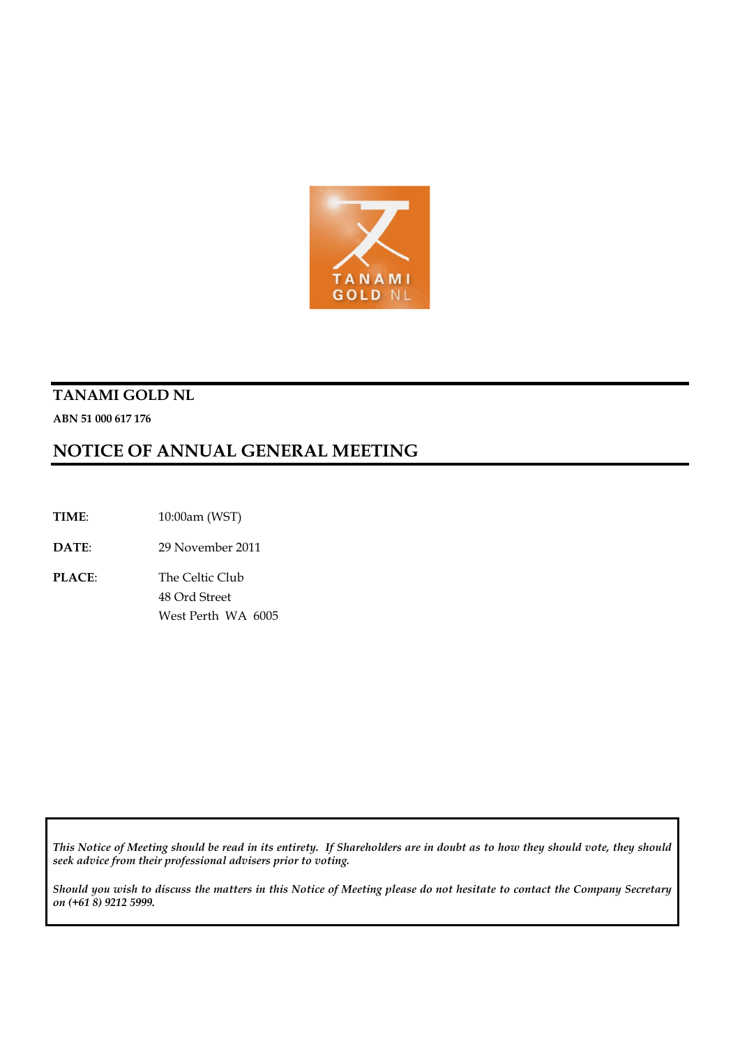# TANAMI GOLD NL

**ABN 51 000 617 176**

## NOTICE OF ANNUAL GENERAL MEETING

**TIME**: 10:00am (WST)

**DATE**: 29 November 2011

**PLACE**: The Celtic Club
48 Ord Street
West Perth WA 6005

*This Notice of Meeting should be read in its entirety. If Shareholders are in doubt as to how they should vote, they should seek advice from their professional advisers prior to voting.*

*Should you wish to discuss the matters in this Notice of Meeting please do not hesitate to contact the Company Secretary on (+61 8) 9212 5999.*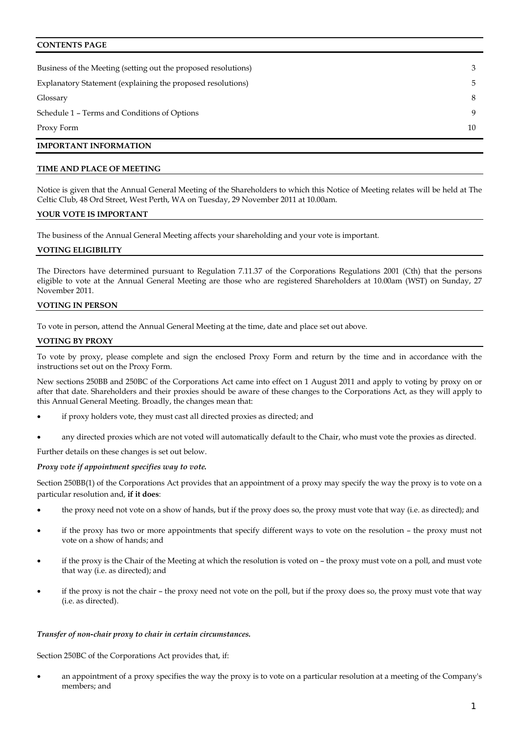## CONTENTS PAGE

| | |
|---|---|
| Business of the Meeting (setting out the proposed resolutions) | 3 |
| Explanatory Statement (explaining the proposed resolutions) | 5 |
| Glossary | 8 |
| Schedule 1 – Terms and Conditions of Options | 9 |
| Proxy Form | 10 |

## IMPORTANT INFORMATION

### TIME AND PLACE OF MEETING

Notice is given that the Annual General Meeting of the Shareholders to which this Notice of Meeting relates will be held at The Celtic Club, 48 Ord Street, West Perth, WA on Tuesday, 29 November 2011 at 10.00am.

### YOUR VOTE IS IMPORTANT

The business of the Annual General Meeting affects your shareholding and your vote is important.

### VOTING ELIGIBILITY

The Directors have determined pursuant to Regulation 7.11.37 of the Corporations Regulations 2001 (Cth) that the persons eligible to vote at the Annual General Meeting are those who are registered Shareholders at 10.00am (WST) on Sunday, 27 November 2011.

### VOTING IN PERSON

To vote in person, attend the Annual General Meeting at the time, date and place set out above.

### VOTING BY PROXY

To vote by proxy, please complete and sign the enclosed Proxy Form and return by the time and in accordance with the instructions set out on the Proxy Form.

New sections 250BB and 250BC of the Corporations Act came into effect on 1 August 2011 and apply to voting by proxy on or after that date. Shareholders and their proxies should be aware of these changes to the Corporations Act, as they will apply to this Annual General Meeting. Broadly, the changes mean that:

- if proxy holders vote, they must cast all directed proxies as directed; and
- any directed proxies which are not voted will automatically default to the Chair, who must vote the proxies as directed.

Further details on these changes is set out below.

***Proxy vote if appointment specifies way to vote.***

Section 250BB(1) of the Corporations Act provides that an appointment of a proxy may specify the way the proxy is to vote on a particular resolution and, **if it does**:

- the proxy need not vote on a show of hands, but if the proxy does so, the proxy must vote that way (i.e. as directed); and
- if the proxy has two or more appointments that specify different ways to vote on the resolution – the proxy must not vote on a show of hands; and
- if the proxy is the Chair of the Meeting at which the resolution is voted on – the proxy must vote on a poll, and must vote that way (i.e. as directed); and
- if the proxy is not the chair – the proxy need not vote on the poll, but if the proxy does so, the proxy must vote that way (i.e. as directed).

***Transfer of non-chair proxy to chair in certain circumstances.***

Section 250BC of the Corporations Act provides that, if:

- an appointment of a proxy specifies the way the proxy is to vote on a particular resolution at a meeting of the Company's members; and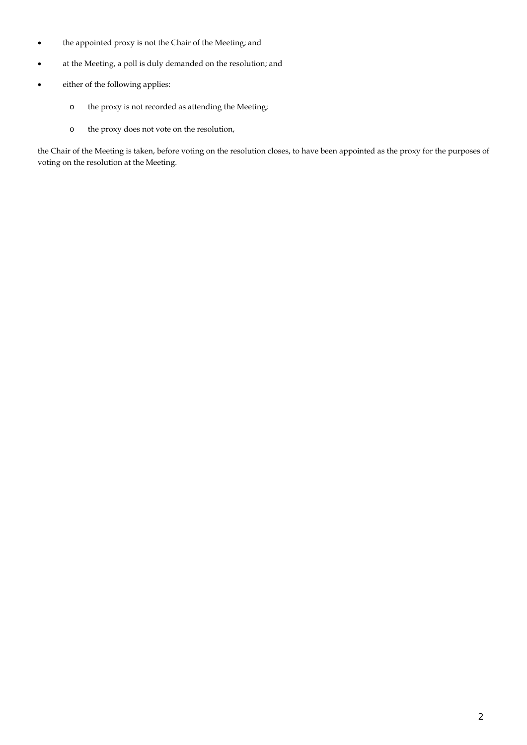- the appointed proxy is not the Chair of the Meeting; and
- at the Meeting, a poll is duly demanded on the resolution; and
- either of the following applies:
  - the proxy is not recorded as attending the Meeting;
  - the proxy does not vote on the resolution,

the Chair of the Meeting is taken, before voting on the resolution closes, to have been appointed as the proxy for the purposes of voting on the resolution at the Meeting.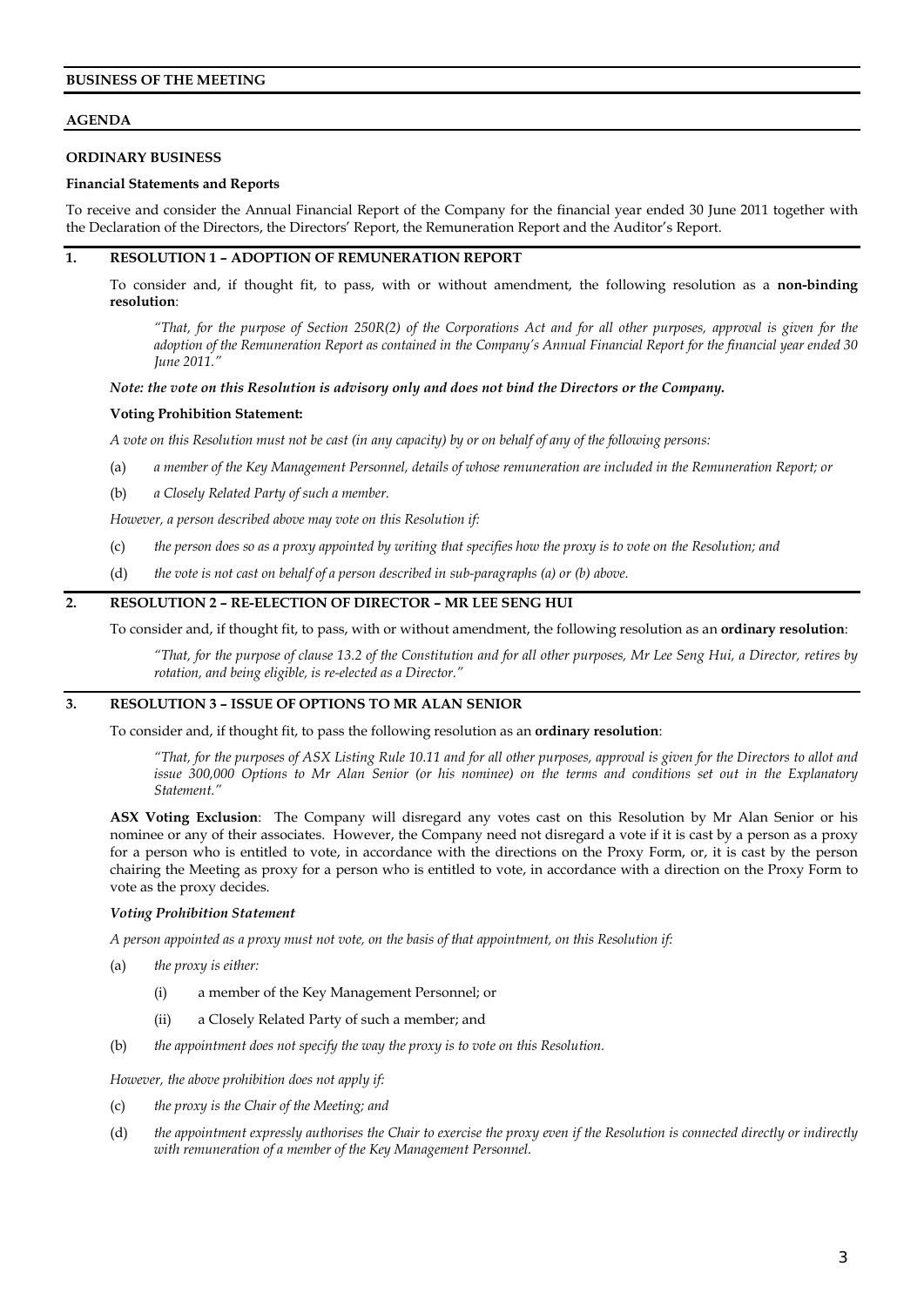## BUSINESS OF THE MEETING

## AGENDA

### ORDINARY BUSINESS

**Financial Statements and Reports**

To receive and consider the Annual Financial Report of the Company for the financial year ended 30 June 2011 together with the Declaration of the Directors, the Directors' Report, the Remuneration Report and the Auditor's Report.

### 1. RESOLUTION 1 – ADOPTION OF REMUNERATION REPORT

To consider and, if thought fit, to pass, with or without amendment, the following resolution as a **non-binding resolution**:

*"That, for the purpose of Section 250R(2) of the Corporations Act and for all other purposes, approval is given for the adoption of the Remuneration Report as contained in the Company's Annual Financial Report for the financial year ended 30 June 2011."*

***Note: the vote on this Resolution is advisory only and does not bind the Directors or the Company.***

**Voting Prohibition Statement:**

*A vote on this Resolution must not be cast (in any capacity) by or on behalf of any of the following persons:*

(a) *a member of the Key Management Personnel, details of whose remuneration are included in the Remuneration Report; or*

(b) *a Closely Related Party of such a member.*

*However, a person described above may vote on this Resolution if:*

(c) *the person does so as a proxy appointed by writing that specifies how the proxy is to vote on the Resolution; and*

(d) *the vote is not cast on behalf of a person described in sub-paragraphs (a) or (b) above.*

### 2. RESOLUTION 2 – RE-ELECTION OF DIRECTOR – MR LEE SENG HUI

To consider and, if thought fit, to pass, with or without amendment, the following resolution as an **ordinary resolution**:

*"That, for the purpose of clause 13.2 of the Constitution and for all other purposes, Mr Lee Seng Hui, a Director, retires by rotation, and being eligible, is re-elected as a Director."*

### 3. RESOLUTION 3 – ISSUE OF OPTIONS TO MR ALAN SENIOR

To consider and, if thought fit, to pass the following resolution as an **ordinary resolution**:

*"That, for the purposes of ASX Listing Rule 10.11 and for all other purposes, approval is given for the Directors to allot and issue 300,000 Options to Mr Alan Senior (or his nominee) on the terms and conditions set out in the Explanatory Statement."*

**ASX Voting Exclusion**: The Company will disregard any votes cast on this Resolution by Mr Alan Senior or his nominee or any of their associates. However, the Company need not disregard a vote if it is cast by a person as a proxy for a person who is entitled to vote, in accordance with the directions on the Proxy Form, or, it is cast by the person chairing the Meeting as proxy for a person who is entitled to vote, in accordance with a direction on the Proxy Form to vote as the proxy decides.

***Voting Prohibition Statement***

*A person appointed as a proxy must not vote, on the basis of that appointment, on this Resolution if:*

(a) *the proxy is either:*

  (i) a member of the Key Management Personnel; or

  (ii) a Closely Related Party of such a member; and

(b) *the appointment does not specify the way the proxy is to vote on this Resolution.*

*However, the above prohibition does not apply if:*

(c) *the proxy is the Chair of the Meeting; and*

(d) *the appointment expressly authorises the Chair to exercise the proxy even if the Resolution is connected directly or indirectly with remuneration of a member of the Key Management Personnel.*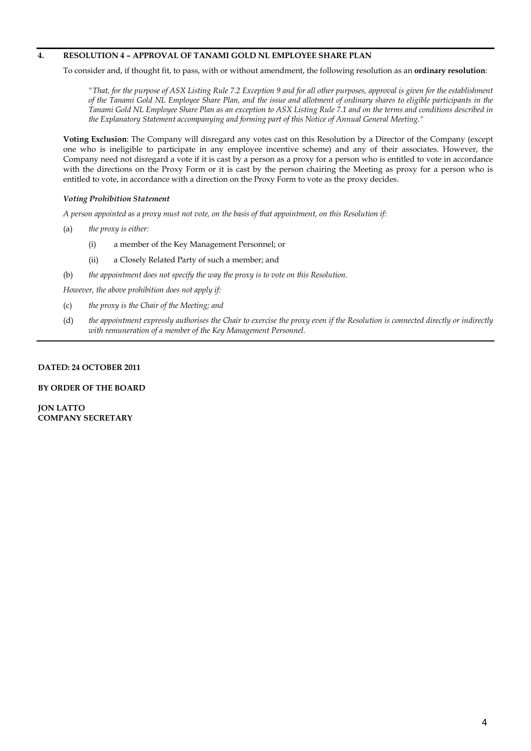## 4. RESOLUTION 4 – APPROVAL OF TANAMI GOLD NL EMPLOYEE SHARE PLAN

To consider and, if thought fit, to pass, with or without amendment, the following resolution as an **ordinary resolution**:

*"That, for the purpose of ASX Listing Rule 7.2 Exception 9 and for all other purposes, approval is given for the establishment of the Tanami Gold NL Employee Share Plan, and the issue and allotment of ordinary shares to eligible participants in the Tanami Gold NL Employee Share Plan as an exception to ASX Listing Rule 7.1 and on the terms and conditions described in the Explanatory Statement accompanying and forming part of this Notice of Annual General Meeting."*

**Voting Exclusion**: The Company will disregard any votes cast on this Resolution by a Director of the Company (except one who is ineligible to participate in any employee incentive scheme) and any of their associates. However, the Company need not disregard a vote if it is cast by a person as a proxy for a person who is entitled to vote in accordance with the directions on the Proxy Form or it is cast by the person chairing the Meeting as proxy for a person who is entitled to vote, in accordance with a direction on the Proxy Form to vote as the proxy decides.

***Voting Prohibition Statement***

*A person appointed as a proxy must not vote, on the basis of that appointment, on this Resolution if:*

(a) *the proxy is either:*

  (i) a member of the Key Management Personnel; or

  (ii) a Closely Related Party of such a member; and

(b) *the appointment does not specify the way the proxy is to vote on this Resolution.*

*However, the above prohibition does not apply if:*

(c) *the proxy is the Chair of the Meeting; and*

(d) *the appointment expressly authorises the Chair to exercise the proxy even if the Resolution is connected directly or indirectly with remuneration of a member of the Key Management Personnel.*

**DATED: 24 OCTOBER 2011**

**BY ORDER OF THE BOARD**

**JON LATTO**
**COMPANY SECRETARY**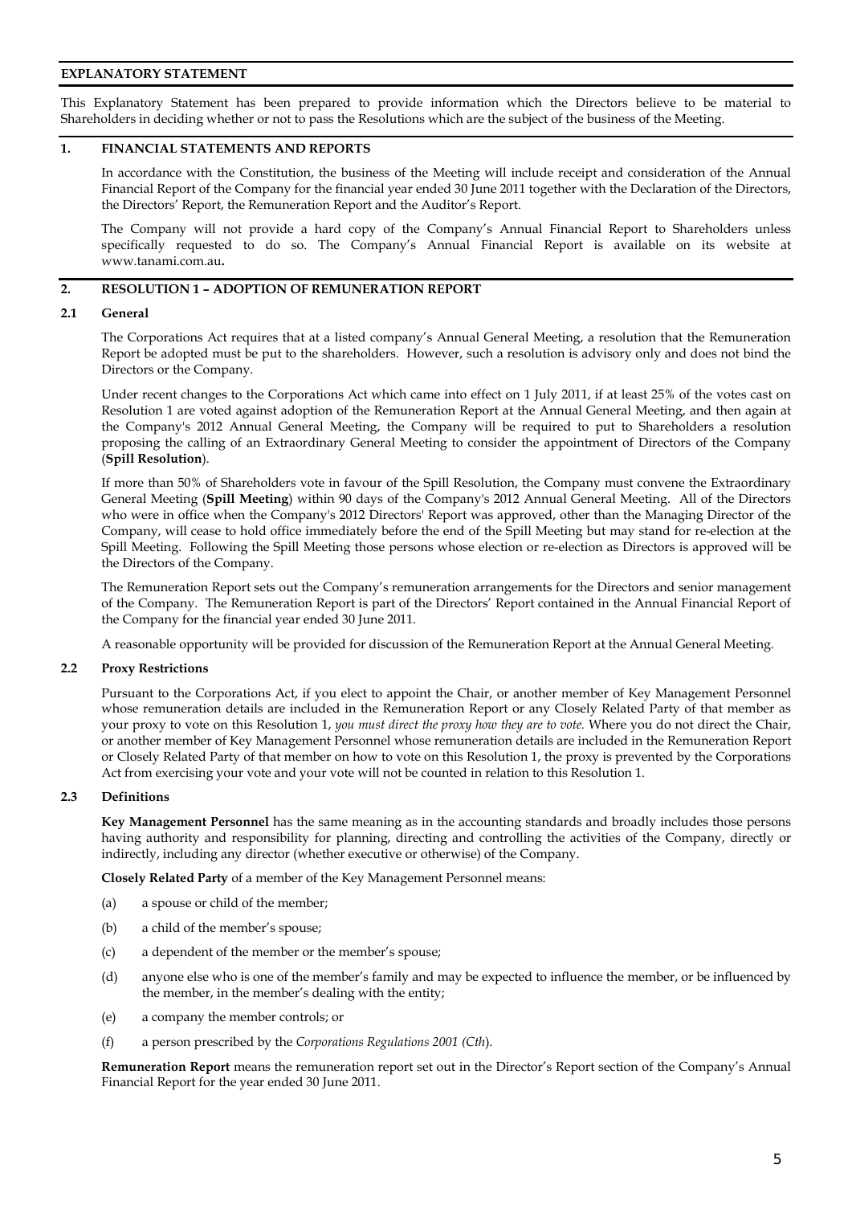## EXPLANATORY STATEMENT

This Explanatory Statement has been prepared to provide information which the Directors believe to be material to Shareholders in deciding whether or not to pass the Resolutions which are the subject of the business of the Meeting.

## 1. FINANCIAL STATEMENTS AND REPORTS

In accordance with the Constitution, the business of the Meeting will include receipt and consideration of the Annual Financial Report of the Company for the financial year ended 30 June 2011 together with the Declaration of the Directors, the Directors' Report, the Remuneration Report and the Auditor's Report.

The Company will not provide a hard copy of the Company's Annual Financial Report to Shareholders unless specifically requested to do so. The Company's Annual Financial Report is available on its website at www.tanami.com.au**.**

## 2. RESOLUTION 1 – ADOPTION OF REMUNERATION REPORT

### 2.1 General

The Corporations Act requires that at a listed company's Annual General Meeting, a resolution that the Remuneration Report be adopted must be put to the shareholders. However, such a resolution is advisory only and does not bind the Directors or the Company.

Under recent changes to the Corporations Act which came into effect on 1 July 2011, if at least 25% of the votes cast on Resolution 1 are voted against adoption of the Remuneration Report at the Annual General Meeting, and then again at the Company's 2012 Annual General Meeting, the Company will be required to put to Shareholders a resolution proposing the calling of an Extraordinary General Meeting to consider the appointment of Directors of the Company (**Spill Resolution**).

If more than 50% of Shareholders vote in favour of the Spill Resolution, the Company must convene the Extraordinary General Meeting (**Spill Meeting**) within 90 days of the Company's 2012 Annual General Meeting. All of the Directors who were in office when the Company's 2012 Directors' Report was approved, other than the Managing Director of the Company, will cease to hold office immediately before the end of the Spill Meeting but may stand for re-election at the Spill Meeting. Following the Spill Meeting those persons whose election or re-election as Directors is approved will be the Directors of the Company.

The Remuneration Report sets out the Company's remuneration arrangements for the Directors and senior management of the Company. The Remuneration Report is part of the Directors' Report contained in the Annual Financial Report of the Company for the financial year ended 30 June 2011.

A reasonable opportunity will be provided for discussion of the Remuneration Report at the Annual General Meeting.

### 2.2 Proxy Restrictions

Pursuant to the Corporations Act, if you elect to appoint the Chair, or another member of Key Management Personnel whose remuneration details are included in the Remuneration Report or any Closely Related Party of that member as your proxy to vote on this Resolution 1, *you must direct the proxy how they are to vote.* Where you do not direct the Chair, or another member of Key Management Personnel whose remuneration details are included in the Remuneration Report or Closely Related Party of that member on how to vote on this Resolution 1, the proxy is prevented by the Corporations Act from exercising your vote and your vote will not be counted in relation to this Resolution 1.

### 2.3 Definitions

**Key Management Personnel** has the same meaning as in the accounting standards and broadly includes those persons having authority and responsibility for planning, directing and controlling the activities of the Company, directly or indirectly, including any director (whether executive or otherwise) of the Company.

**Closely Related Party** of a member of the Key Management Personnel means:

(a) a spouse or child of the member;

(b) a child of the member's spouse;

(c) a dependent of the member or the member's spouse;

(d) anyone else who is one of the member's family and may be expected to influence the member, or be influenced by the member, in the member's dealing with the entity;

(e) a company the member controls; or

(f) a person prescribed by the *Corporations Regulations 2001 (Cth*).

**Remuneration Report** means the remuneration report set out in the Director's Report section of the Company's Annual Financial Report for the year ended 30 June 2011.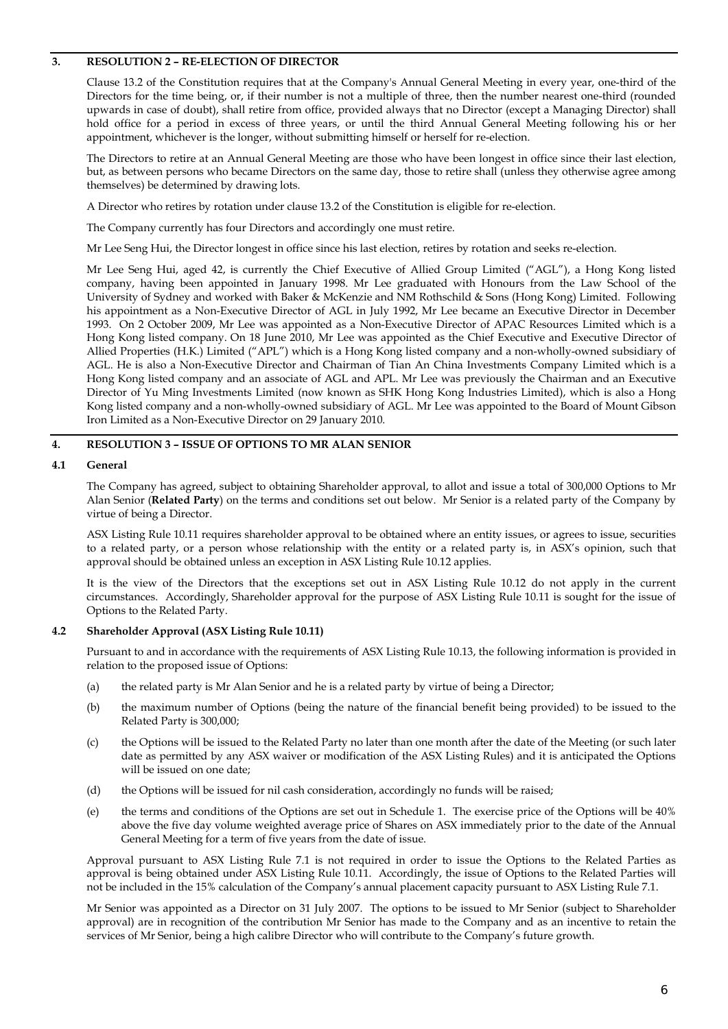## 3. RESOLUTION 2 – RE-ELECTION OF DIRECTOR

Clause 13.2 of the Constitution requires that at the Company's Annual General Meeting in every year, one-third of the Directors for the time being, or, if their number is not a multiple of three, then the number nearest one-third (rounded upwards in case of doubt), shall retire from office, provided always that no Director (except a Managing Director) shall hold office for a period in excess of three years, or until the third Annual General Meeting following his or her appointment, whichever is the longer, without submitting himself or herself for re-election.

The Directors to retire at an Annual General Meeting are those who have been longest in office since their last election, but, as between persons who became Directors on the same day, those to retire shall (unless they otherwise agree among themselves) be determined by drawing lots.

A Director who retires by rotation under clause 13.2 of the Constitution is eligible for re-election.

The Company currently has four Directors and accordingly one must retire.

Mr Lee Seng Hui, the Director longest in office since his last election, retires by rotation and seeks re-election.

Mr Lee Seng Hui, aged 42, is currently the Chief Executive of Allied Group Limited ("AGL"), a Hong Kong listed company, having been appointed in January 1998. Mr Lee graduated with Honours from the Law School of the University of Sydney and worked with Baker & McKenzie and NM Rothschild & Sons (Hong Kong) Limited. Following his appointment as a Non-Executive Director of AGL in July 1992, Mr Lee became an Executive Director in December 1993. On 2 October 2009, Mr Lee was appointed as a Non-Executive Director of APAC Resources Limited which is a Hong Kong listed company. On 18 June 2010, Mr Lee was appointed as the Chief Executive and Executive Director of Allied Properties (H.K.) Limited ("APL") which is a Hong Kong listed company and a non-wholly-owned subsidiary of AGL. He is also a Non-Executive Director and Chairman of Tian An China Investments Company Limited which is a Hong Kong listed company and an associate of AGL and APL. Mr Lee was previously the Chairman and an Executive Director of Yu Ming Investments Limited (now known as SHK Hong Kong Industries Limited), which is also a Hong Kong listed company and a non-wholly-owned subsidiary of AGL. Mr Lee was appointed to the Board of Mount Gibson Iron Limited as a Non-Executive Director on 29 January 2010.

## 4. RESOLUTION 3 – ISSUE OF OPTIONS TO MR ALAN SENIOR

### 4.1 General

The Company has agreed, subject to obtaining Shareholder approval, to allot and issue a total of 300,000 Options to Mr Alan Senior (**Related Party**) on the terms and conditions set out below. Mr Senior is a related party of the Company by virtue of being a Director.

ASX Listing Rule 10.11 requires shareholder approval to be obtained where an entity issues, or agrees to issue, securities to a related party, or a person whose relationship with the entity or a related party is, in ASX's opinion, such that approval should be obtained unless an exception in ASX Listing Rule 10.12 applies.

It is the view of the Directors that the exceptions set out in ASX Listing Rule 10.12 do not apply in the current circumstances. Accordingly, Shareholder approval for the purpose of ASX Listing Rule 10.11 is sought for the issue of Options to the Related Party.

### 4.2 Shareholder Approval (ASX Listing Rule 10.11)

Pursuant to and in accordance with the requirements of ASX Listing Rule 10.13, the following information is provided in relation to the proposed issue of Options:

(a) the related party is Mr Alan Senior and he is a related party by virtue of being a Director;

(b) the maximum number of Options (being the nature of the financial benefit being provided) to be issued to the Related Party is 300,000;

(c) the Options will be issued to the Related Party no later than one month after the date of the Meeting (or such later date as permitted by any ASX waiver or modification of the ASX Listing Rules) and it is anticipated the Options will be issued on one date;

(d) the Options will be issued for nil cash consideration, accordingly no funds will be raised;

(e) the terms and conditions of the Options are set out in Schedule 1. The exercise price of the Options will be 40% above the five day volume weighted average price of Shares on ASX immediately prior to the date of the Annual General Meeting for a term of five years from the date of issue.

Approval pursuant to ASX Listing Rule 7.1 is not required in order to issue the Options to the Related Parties as approval is being obtained under ASX Listing Rule 10.11. Accordingly, the issue of Options to the Related Parties will not be included in the 15% calculation of the Company's annual placement capacity pursuant to ASX Listing Rule 7.1.

Mr Senior was appointed as a Director on 31 July 2007. The options to be issued to Mr Senior (subject to Shareholder approval) are in recognition of the contribution Mr Senior has made to the Company and as an incentive to retain the services of Mr Senior, being a high calibre Director who will contribute to the Company's future growth.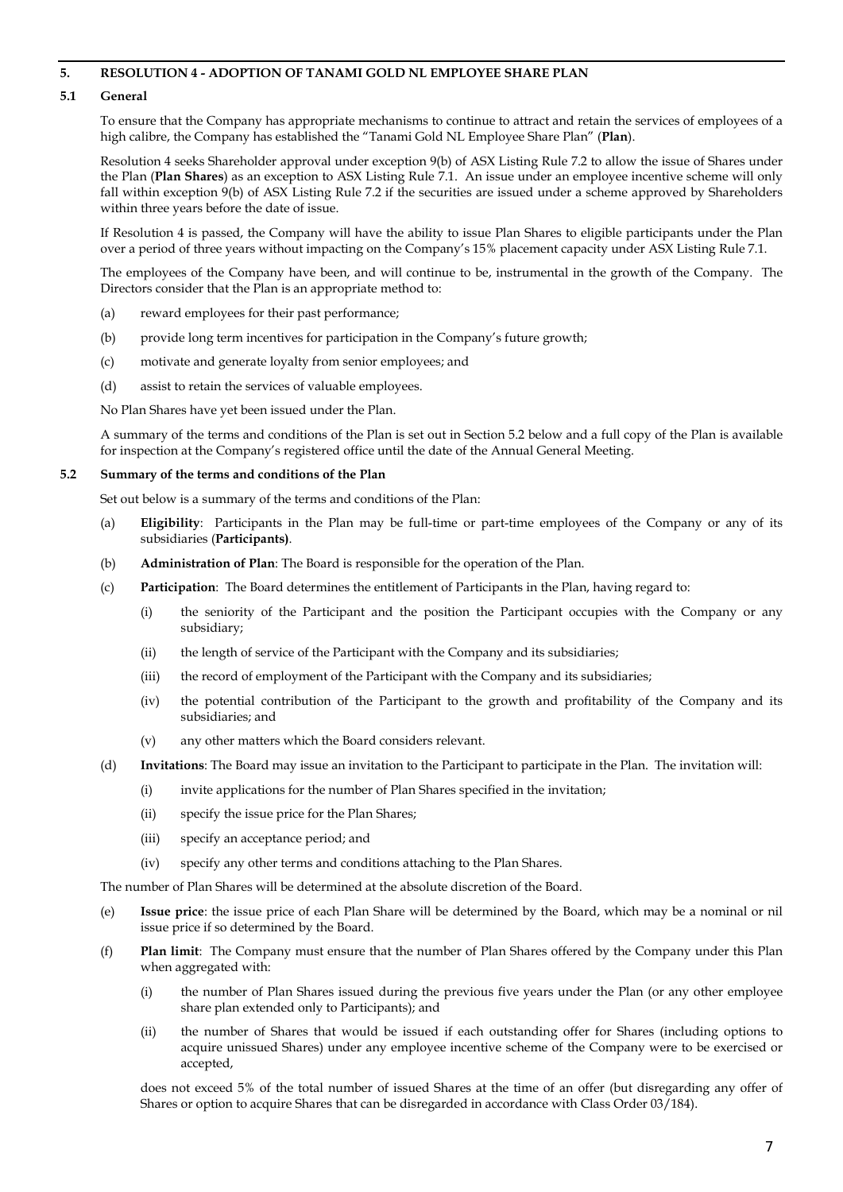## 5. RESOLUTION 4 - ADOPTION OF TANAMI GOLD NL EMPLOYEE SHARE PLAN

### 5.1 General

To ensure that the Company has appropriate mechanisms to continue to attract and retain the services of employees of a high calibre, the Company has established the "Tanami Gold NL Employee Share Plan" (**Plan**).

Resolution 4 seeks Shareholder approval under exception 9(b) of ASX Listing Rule 7.2 to allow the issue of Shares under the Plan (**Plan Shares**) as an exception to ASX Listing Rule 7.1. An issue under an employee incentive scheme will only fall within exception 9(b) of ASX Listing Rule 7.2 if the securities are issued under a scheme approved by Shareholders within three years before the date of issue.

If Resolution 4 is passed, the Company will have the ability to issue Plan Shares to eligible participants under the Plan over a period of three years without impacting on the Company's 15% placement capacity under ASX Listing Rule 7.1.

The employees of the Company have been, and will continue to be, instrumental in the growth of the Company. The Directors consider that the Plan is an appropriate method to:

(a) reward employees for their past performance;

(b) provide long term incentives for participation in the Company's future growth;

(c) motivate and generate loyalty from senior employees; and

(d) assist to retain the services of valuable employees.

No Plan Shares have yet been issued under the Plan.

A summary of the terms and conditions of the Plan is set out in Section 5.2 below and a full copy of the Plan is available for inspection at the Company's registered office until the date of the Annual General Meeting.

### 5.2 Summary of the terms and conditions of the Plan

Set out below is a summary of the terms and conditions of the Plan:

(a) **Eligibility**: Participants in the Plan may be full-time or part-time employees of the Company or any of its subsidiaries (**Participants)**.

(b) **Administration of Plan**: The Board is responsible for the operation of the Plan.

(c) **Participation**: The Board determines the entitlement of Participants in the Plan, having regard to:

(i) the seniority of the Participant and the position the Participant occupies with the Company or any subsidiary;

(ii) the length of service of the Participant with the Company and its subsidiaries;

(iii) the record of employment of the Participant with the Company and its subsidiaries;

(iv) the potential contribution of the Participant to the growth and profitability of the Company and its subsidiaries; and

(v) any other matters which the Board considers relevant.

(d) **Invitations**: The Board may issue an invitation to the Participant to participate in the Plan. The invitation will:

(i) invite applications for the number of Plan Shares specified in the invitation;

(ii) specify the issue price for the Plan Shares;

(iii) specify an acceptance period; and

(iv) specify any other terms and conditions attaching to the Plan Shares.

The number of Plan Shares will be determined at the absolute discretion of the Board.

(e) **Issue price**: the issue price of each Plan Share will be determined by the Board, which may be a nominal or nil issue price if so determined by the Board.

(f) **Plan limit**: The Company must ensure that the number of Plan Shares offered by the Company under this Plan when aggregated with:

(i) the number of Plan Shares issued during the previous five years under the Plan (or any other employee share plan extended only to Participants); and

(ii) the number of Shares that would be issued if each outstanding offer for Shares (including options to acquire unissued Shares) under any employee incentive scheme of the Company were to be exercised or accepted,

does not exceed 5% of the total number of issued Shares at the time of an offer (but disregarding any offer of Shares or option to acquire Shares that can be disregarded in accordance with Class Order 03/184).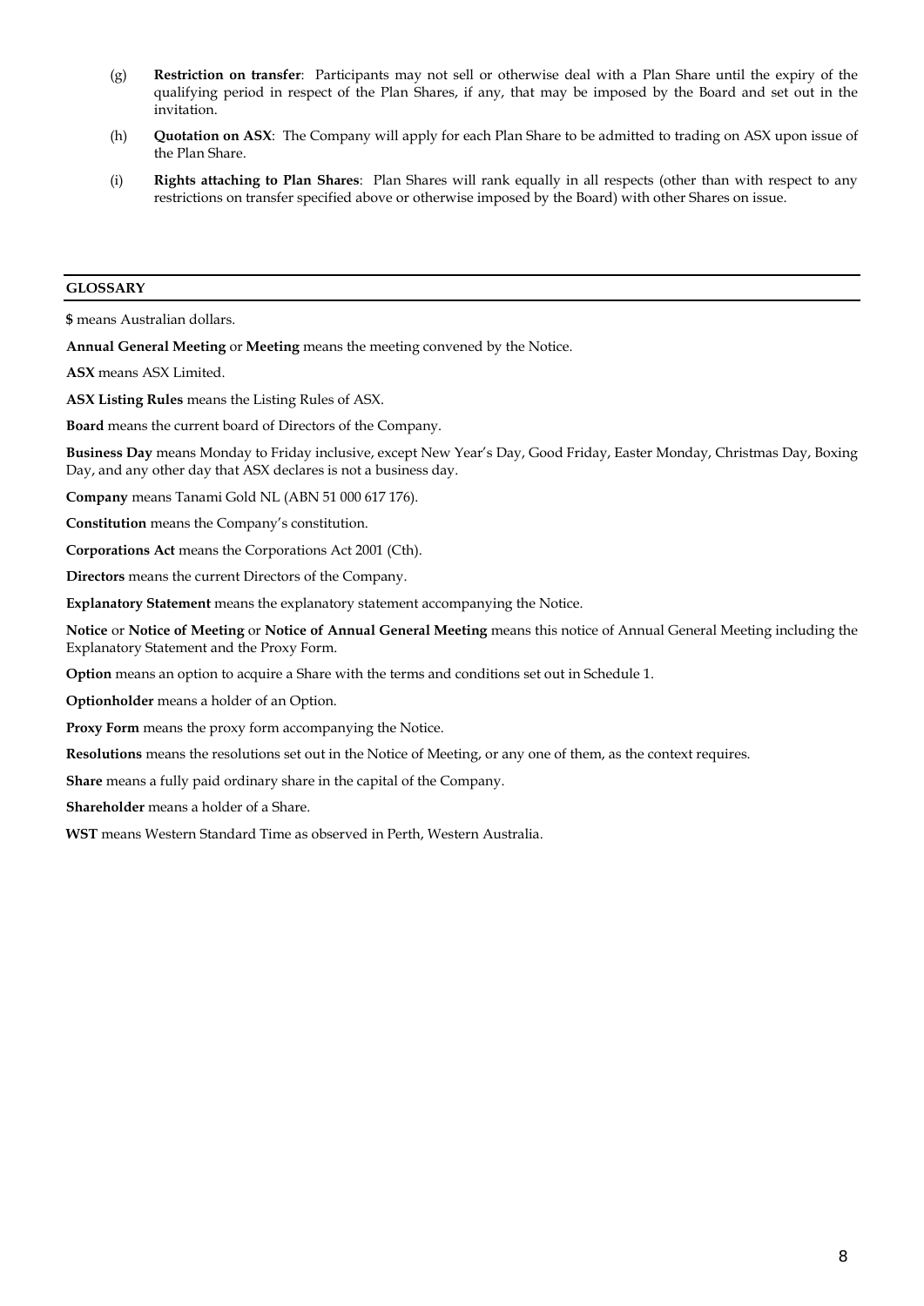(g) **Restriction on transfer**: Participants may not sell or otherwise deal with a Plan Share until the expiry of the qualifying period in respect of the Plan Shares, if any, that may be imposed by the Board and set out in the invitation.

(h) **Quotation on ASX**: The Company will apply for each Plan Share to be admitted to trading on ASX upon issue of the Plan Share.

(i) **Rights attaching to Plan Shares**: Plan Shares will rank equally in all respects (other than with respect to any restrictions on transfer specified above or otherwise imposed by the Board) with other Shares on issue.

## GLOSSARY

**$** means Australian dollars.

**Annual General Meeting** or **Meeting** means the meeting convened by the Notice.

**ASX** means ASX Limited.

**ASX Listing Rules** means the Listing Rules of ASX.

**Board** means the current board of Directors of the Company.

**Business Day** means Monday to Friday inclusive, except New Year's Day, Good Friday, Easter Monday, Christmas Day, Boxing Day, and any other day that ASX declares is not a business day.

**Company** means Tanami Gold NL (ABN 51 000 617 176).

**Constitution** means the Company's constitution.

**Corporations Act** means the Corporations Act 2001 (Cth).

**Directors** means the current Directors of the Company.

**Explanatory Statement** means the explanatory statement accompanying the Notice.

**Notice** or **Notice of Meeting** or **Notice of Annual General Meeting** means this notice of Annual General Meeting including the Explanatory Statement and the Proxy Form.

**Option** means an option to acquire a Share with the terms and conditions set out in Schedule 1.

**Optionholder** means a holder of an Option.

**Proxy Form** means the proxy form accompanying the Notice.

**Resolutions** means the resolutions set out in the Notice of Meeting, or any one of them, as the context requires.

**Share** means a fully paid ordinary share in the capital of the Company.

**Shareholder** means a holder of a Share.

**WST** means Western Standard Time as observed in Perth, Western Australia.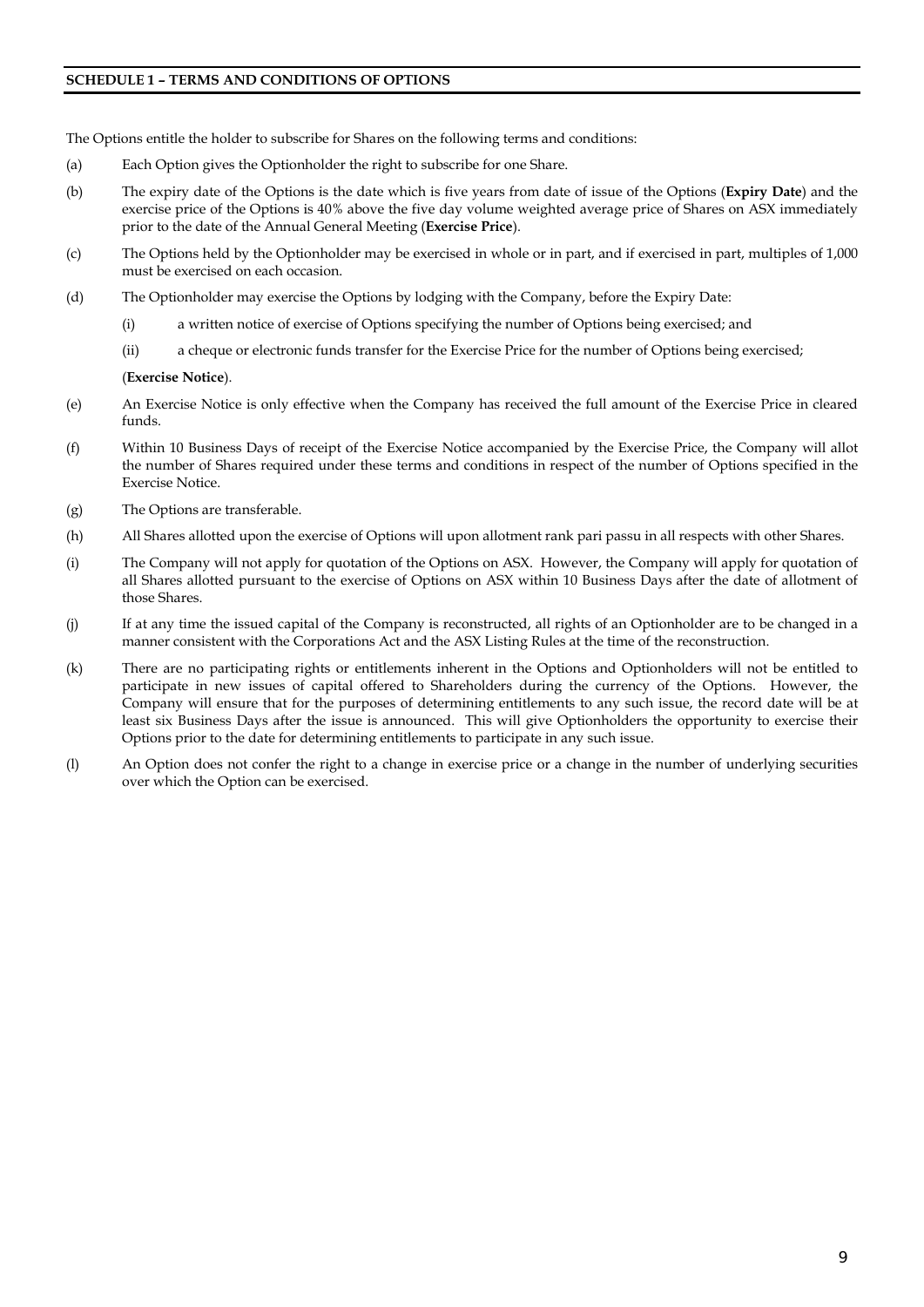## SCHEDULE 1 – TERMS AND CONDITIONS OF OPTIONS

The Options entitle the holder to subscribe for Shares on the following terms and conditions:

(a) Each Option gives the Optionholder the right to subscribe for one Share.

(b) The expiry date of the Options is the date which is five years from date of issue of the Options (**Expiry Date**) and the exercise price of the Options is 40% above the five day volume weighted average price of Shares on ASX immediately prior to the date of the Annual General Meeting (**Exercise Price**).

(c) The Options held by the Optionholder may be exercised in whole or in part, and if exercised in part, multiples of 1,000 must be exercised on each occasion.

(d) The Optionholder may exercise the Options by lodging with the Company, before the Expiry Date:

    (i) a written notice of exercise of Options specifying the number of Options being exercised; and

    (ii) a cheque or electronic funds transfer for the Exercise Price for the number of Options being exercised;

    (**Exercise Notice**).

(e) An Exercise Notice is only effective when the Company has received the full amount of the Exercise Price in cleared funds.

(f) Within 10 Business Days of receipt of the Exercise Notice accompanied by the Exercise Price, the Company will allot the number of Shares required under these terms and conditions in respect of the number of Options specified in the Exercise Notice.

(g) The Options are transferable.

(h) All Shares allotted upon the exercise of Options will upon allotment rank pari passu in all respects with other Shares.

(i) The Company will not apply for quotation of the Options on ASX. However, the Company will apply for quotation of all Shares allotted pursuant to the exercise of Options on ASX within 10 Business Days after the date of allotment of those Shares.

(j) If at any time the issued capital of the Company is reconstructed, all rights of an Optionholder are to be changed in a manner consistent with the Corporations Act and the ASX Listing Rules at the time of the reconstruction.

(k) There are no participating rights or entitlements inherent in the Options and Optionholders will not be entitled to participate in new issues of capital offered to Shareholders during the currency of the Options. However, the Company will ensure that for the purposes of determining entitlements to any such issue, the record date will be at least six Business Days after the issue is announced. This will give Optionholders the opportunity to exercise their Options prior to the date for determining entitlements to participate in any such issue.

(l) An Option does not confer the right to a change in exercise price or a change in the number of underlying securities over which the Option can be exercised.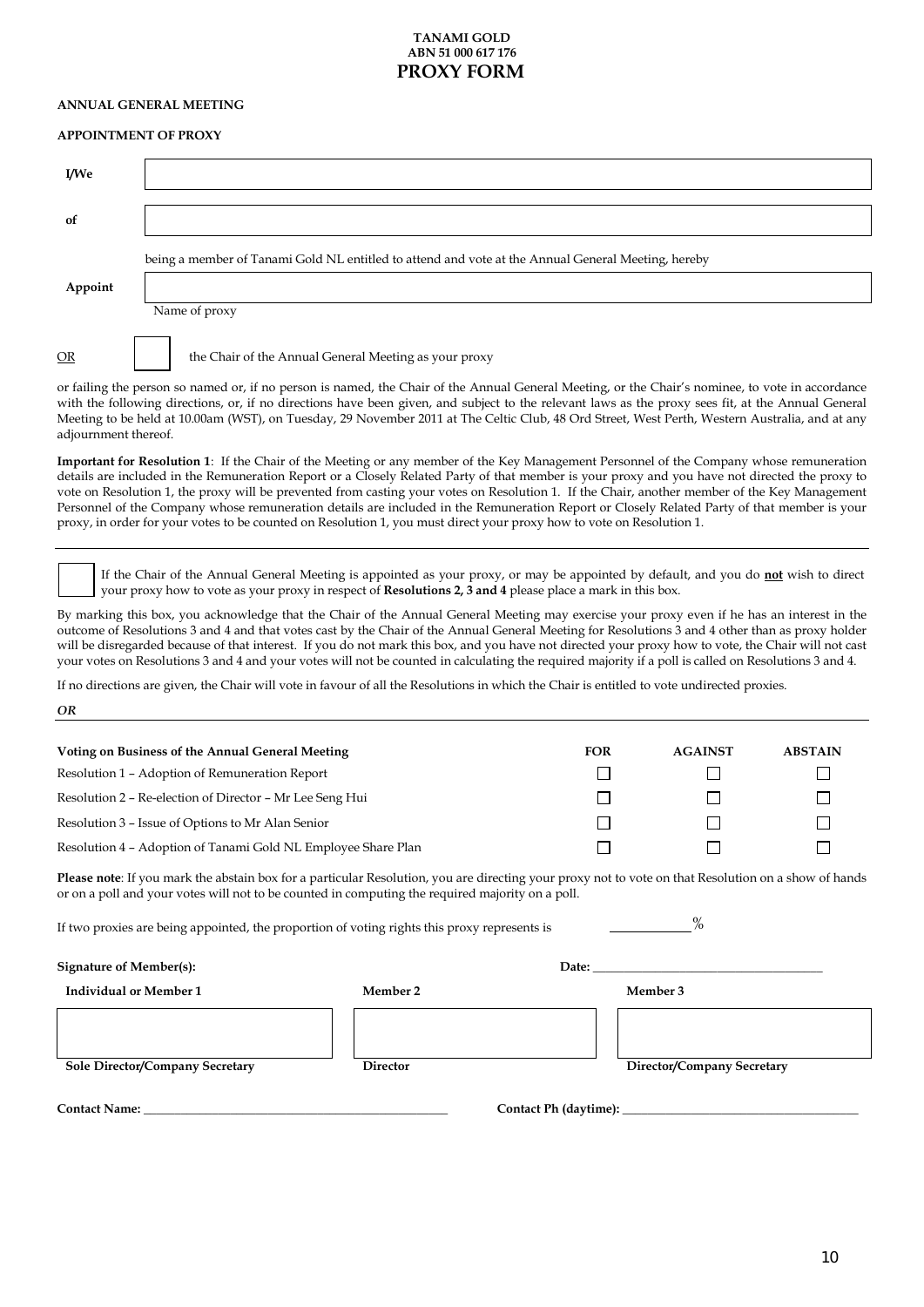**TANAMI GOLD**
**ABN 51 000 617 176**

# PROXY FORM

**ANNUAL GENERAL MEETING**

**APPOINTMENT OF PROXY**

**I/We** ______________________________________________

**of** ______________________________________________

being a member of Tanami Gold NL entitled to attend and vote at the Annual General Meeting, hereby

**Appoint** ______________________________________________
Name of proxy

OR ☐ the Chair of the Annual General Meeting as your proxy

or failing the person so named or, if no person is named, the Chair of the Annual General Meeting, or the Chair's nominee, to vote in accordance with the following directions, or, if no directions have been given, and subject to the relevant laws as the proxy sees fit, at the Annual General Meeting to be held at 10.00am (WST), on Tuesday, 29 November 2011 at The Celtic Club, 48 Ord Street, West Perth, Western Australia, and at any adjournment thereof.

**Important for Resolution 1**: If the Chair of the Meeting or any member of the Key Management Personnel of the Company whose remuneration details are included in the Remuneration Report or a Closely Related Party of that member is your proxy and you have not directed the proxy to vote on Resolution 1, the proxy will be prevented from casting your votes on Resolution 1. If the Chair, another member of the Key Management Personnel of the Company whose remuneration details are included in the Remuneration Report or Closely Related Party of that member is your proxy, in order for your votes to be counted on Resolution 1, you must direct your proxy how to vote on Resolution 1.

---

☐ If the Chair of the Annual General Meeting is appointed as your proxy, or may be appointed by default, and you do **not** wish to direct your proxy how to vote as your proxy in respect of **Resolutions 2, 3 and 4** please place a mark in this box.

By marking this box, you acknowledge that the Chair of the Annual General Meeting may exercise your proxy even if he has an interest in the outcome of Resolutions 3 and 4 and that votes cast by the Chair of the Annual General Meeting for Resolutions 3 and 4 other than as proxy holder will be disregarded because of that interest. If you do not mark this box, and you have not directed your proxy how to vote, the Chair will not cast your votes on Resolutions 3 and 4 and your votes will not be counted in calculating the required majority if a poll is called on Resolutions 3 and 4.

If no directions are given, the Chair will vote in favour of all the Resolutions in which the Chair is entitled to vote undirected proxies.

***OR***

---

| **Voting on Business of the Annual General Meeting** | **FOR** | **AGAINST** | **ABSTAIN** |
|---|---|---|---|
| Resolution 1 – Adoption of Remuneration Report | ☐ | ☐ | ☐ |
| Resolution 2 – Re-election of Director – Mr Lee Seng Hui | ☐ | ☐ | ☐ |
| Resolution 3 – Issue of Options to Mr Alan Senior | ☐ | ☐ | ☐ |
| Resolution 4 – Adoption of Tanami Gold NL Employee Share Plan | ☐ | ☐ | ☐ |

**Please note**: If you mark the abstain box for a particular Resolution, you are directing your proxy not to vote on that Resolution on a show of hands or on a poll and your votes will not to be counted in computing the required majority on a poll.

If two proxies are being appointed, the proportion of voting rights this proxy represents is ____________%

**Signature of Member(s):** **Date:** ______________________________

| **Individual or Member 1** | **Member 2** | **Member 3** |
|---|---|---|
| | | |
| **Sole Director/Company Secretary** | **Director** | **Director/Company Secretary** |

**Contact Name:** ________________________________________ **Contact Ph (daytime):** ________________________________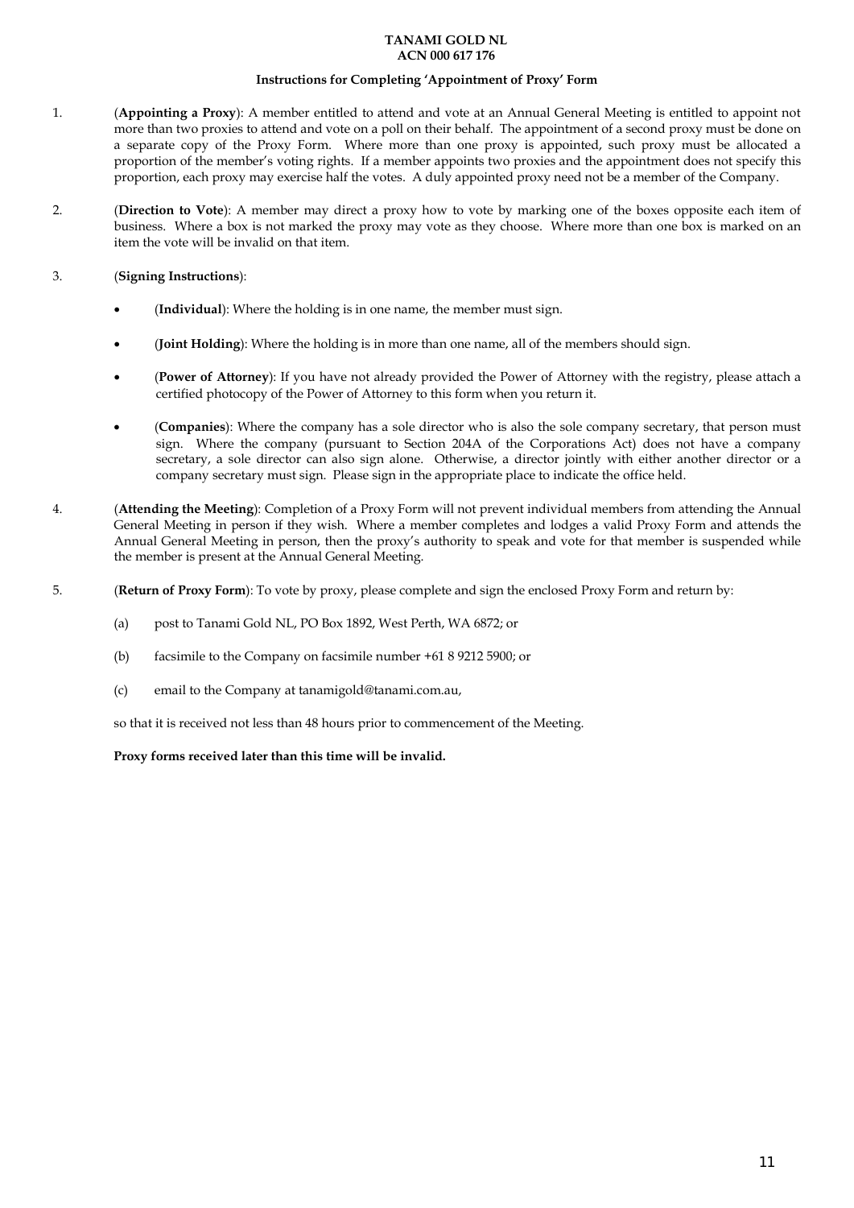**TANAMI GOLD NL**
**ACN 000 617 176**

**Instructions for Completing 'Appointment of Proxy' Form**

1. (**Appointing a Proxy**): A member entitled to attend and vote at an Annual General Meeting is entitled to appoint not more than two proxies to attend and vote on a poll on their behalf. The appointment of a second proxy must be done on a separate copy of the Proxy Form. Where more than one proxy is appointed, such proxy must be allocated a proportion of the member's voting rights. If a member appoints two proxies and the appointment does not specify this proportion, each proxy may exercise half the votes. A duly appointed proxy need not be a member of the Company.

2. (**Direction to Vote**): A member may direct a proxy how to vote by marking one of the boxes opposite each item of business. Where a box is not marked the proxy may vote as they choose. Where more than one box is marked on an item the vote will be invalid on that item.

3. (**Signing Instructions**):

   - (**Individual**): Where the holding is in one name, the member must sign.
   - (**Joint Holding**): Where the holding is in more than one name, all of the members should sign.
   - (**Power of Attorney**): If you have not already provided the Power of Attorney with the registry, please attach a certified photocopy of the Power of Attorney to this form when you return it.
   - (**Companies**): Where the company has a sole director who is also the sole company secretary, that person must sign. Where the company (pursuant to Section 204A of the Corporations Act) does not have a company secretary, a sole director can also sign alone. Otherwise, a director jointly with either another director or a company secretary must sign. Please sign in the appropriate place to indicate the office held.

4. (**Attending the Meeting**): Completion of a Proxy Form will not prevent individual members from attending the Annual General Meeting in person if they wish. Where a member completes and lodges a valid Proxy Form and attends the Annual General Meeting in person, then the proxy's authority to speak and vote for that member is suspended while the member is present at the Annual General Meeting.

5. (**Return of Proxy Form**): To vote by proxy, please complete and sign the enclosed Proxy Form and return by:

   (a) post to Tanami Gold NL, PO Box 1892, West Perth, WA 6872; or

   (b) facsimile to the Company on facsimile number +61 8 9212 5900; or

   (c) email to the Company at tanamigold@tanami.com.au,

   so that it is received not less than 48 hours prior to commencement of the Meeting.

   **Proxy forms received later than this time will be invalid.**